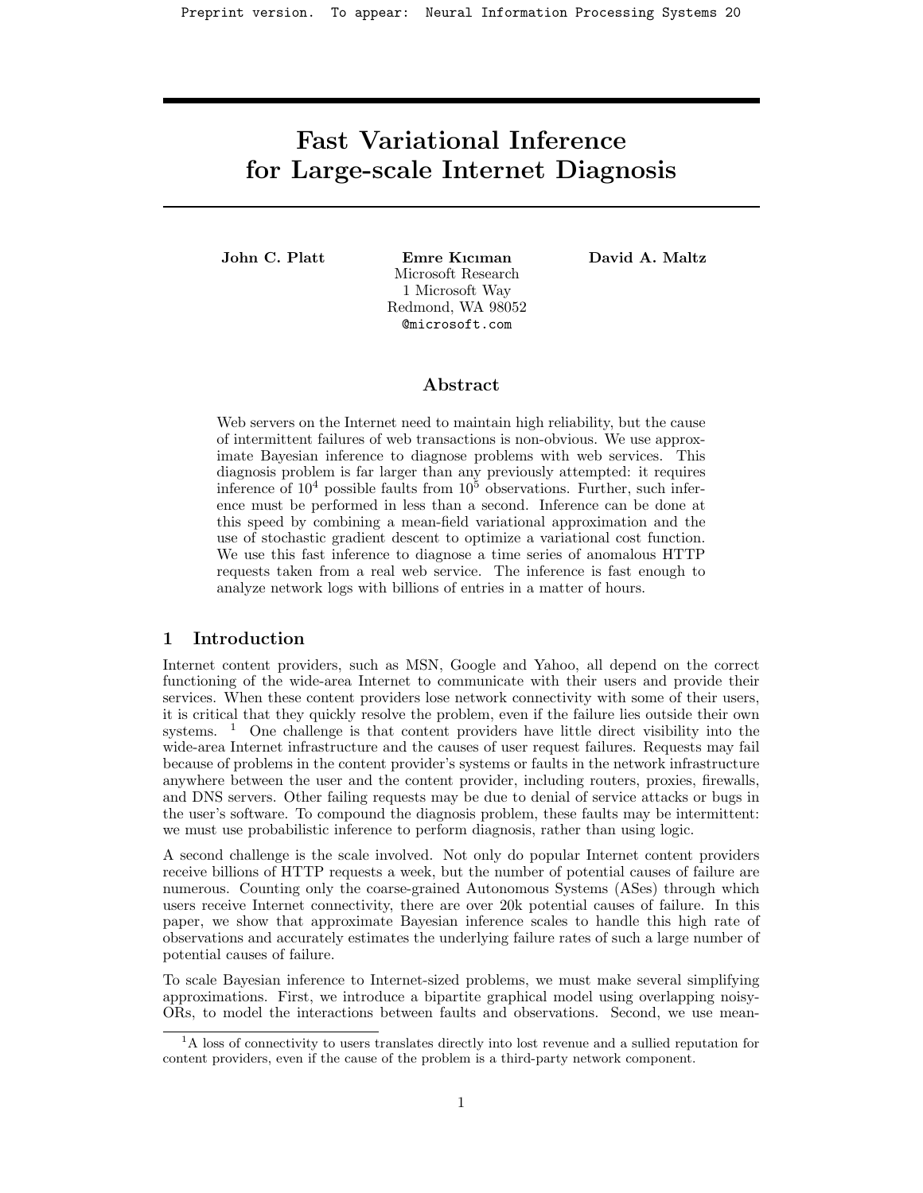Preprint version. To appear: Neural Information Processing Systems 20

# Fast Variational Inference for Large-scale Internet Diagnosis

**John C. Platt** **Emre Kıcıman** **David A. Maltz**

Microsoft Research
1 Microsoft Way
Redmond, WA 98052
@microsoft.com

## Abstract

Web servers on the Internet need to maintain high reliability, but the cause of intermittent failures of web transactions is non-obvious. We use approximate Bayesian inference to diagnose problems with web services. This diagnosis problem is far larger than any previously attempted: it requires inference of $10^4$ possible faults from $10^5$ observations. Further, such inference must be performed in less than a second. Inference can be done at this speed by combining a mean-field variational approximation and the use of stochastic gradient descent to optimize a variational cost function. We use this fast inference to diagnose a time series of anomalous HTTP requests taken from a real web service. The inference is fast enough to analyze network logs with billions of entries in a matter of hours.

## 1 Introduction

Internet content providers, such as MSN, Google and Yahoo, all depend on the correct functioning of the wide-area Internet to communicate with their users and provide their services. When these content providers lose network connectivity with some of their users, it is critical that they quickly resolve the problem, even if the failure lies outside their own systems. [1] One challenge is that content providers have little direct visibility into the wide-area Internet infrastructure and the causes of user request failures. Requests may fail because of problems in the content provider's systems or faults in the network infrastructure anywhere between the user and the content provider, including routers, proxies, firewalls, and DNS servers. Other failing requests may be due to denial of service attacks or bugs in the user's software. To compound the diagnosis problem, these faults may be intermittent: we must use probabilistic inference to perform diagnosis, rather than using logic.

A second challenge is the scale involved. Not only do popular Internet content providers receive billions of HTTP requests a week, but the number of potential causes of failure are numerous. Counting only the coarse-grained Autonomous Systems (ASes) through which users receive Internet connectivity, there are over 20k potential causes of failure. In this paper, we show that approximate Bayesian inference scales to handle this high rate of observations and accurately estimates the underlying failure rates of such a large number of potential causes of failure.

To scale Bayesian inference to Internet-sized problems, we must make several simplifying approximations. First, we introduce a bipartite graphical model using overlapping noisy-ORs, to model the interactions between faults and observations. Second, we use mean-

[1] A loss of connectivity to users translates directly into lost revenue and a sullied reputation for content providers, even if the cause of the problem is a third-party network component.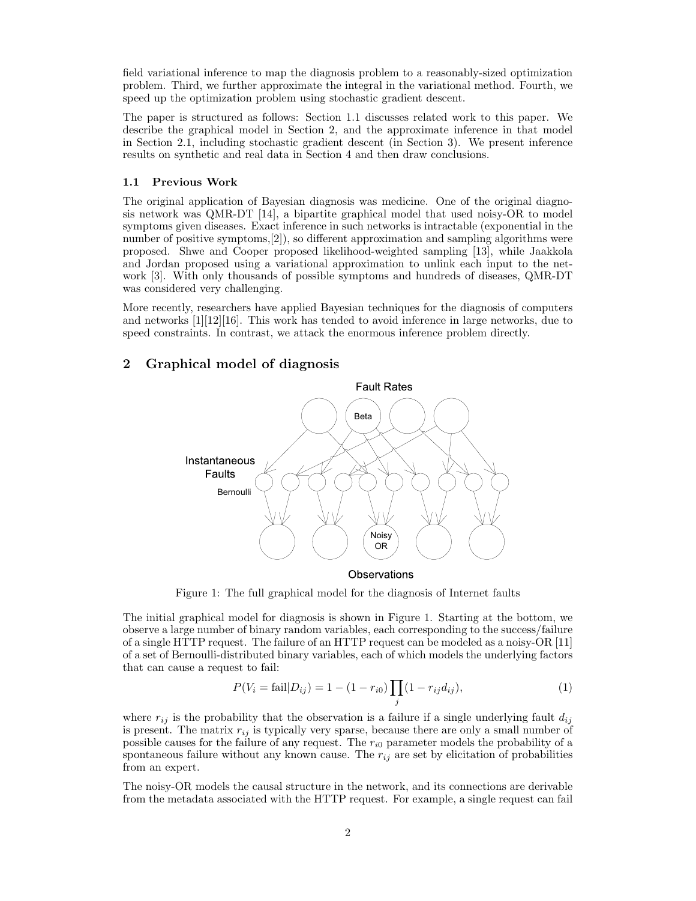field variational inference to map the diagnosis problem to a reasonably-sized optimization problem. Third, we further approximate the integral in the variational method. Fourth, we speed up the optimization problem using stochastic gradient descent.

The paper is structured as follows: Section 1.1 discusses related work to this paper. We describe the graphical model in Section 2, and the approximate inference in that model in Section 2.1, including stochastic gradient descent (in Section 3). We present inference results on synthetic and real data in Section 4 and then draw conclusions.

### 1.1 Previous Work

The original application of Bayesian diagnosis was medicine. One of the original diagnosis network was QMR-DT [14], a bipartite graphical model that used noisy-OR to model symptoms given diseases. Exact inference in such networks is intractable (exponential in the number of positive symptoms,[2]), so different approximation and sampling algorithms were proposed. Shwe and Cooper proposed likelihood-weighted sampling [13], while Jaakkola and Jordan proposed using a variational approximation to unlink each input to the network [3]. With only thousands of possible symptoms and hundreds of diseases, QMR-DT was considered very challenging.

More recently, researchers have applied Bayesian techniques for the diagnosis of computers and networks [1][12][16]. This work has tended to avoid inference in large networks, due to speed constraints. In contrast, we attack the enormous inference problem directly.

## 2 Graphical model of diagnosis

Fault Rates

Beta

Instantaneous Faults

Bernoulli

Noisy OR

Observations

Figure 1: The full graphical model for the diagnosis of Internet faults

The initial graphical model for diagnosis is shown in Figure 1. Starting at the bottom, we observe a large number of binary random variables, each corresponding to the success/failure of a single HTTP request. The failure of an HTTP request can be modeled as a noisy-OR [11] of a set of Bernoulli-distributed binary variables, each of which models the underlying factors that can cause a request to fail:

$$P(V_i = \text{fail}|D_{ij}) = 1 - (1 - r_{i0}) \prod_j (1 - r_{ij} d_{ij}), \tag{1}$$

where $r_{ij}$ is the probability that the observation is a failure if a single underlying fault $d_{ij}$ is present. The matrix $r_{ij}$ is typically very sparse, because there are only a small number of possible causes for the failure of any request. The $r_{i0}$ parameter models the probability of a spontaneous failure without any known cause. The $r_{ij}$ are set by elicitation of probabilities from an expert.

The noisy-OR models the causal structure in the network, and its connections are derivable from the metadata associated with the HTTP request. For example, a single request can fail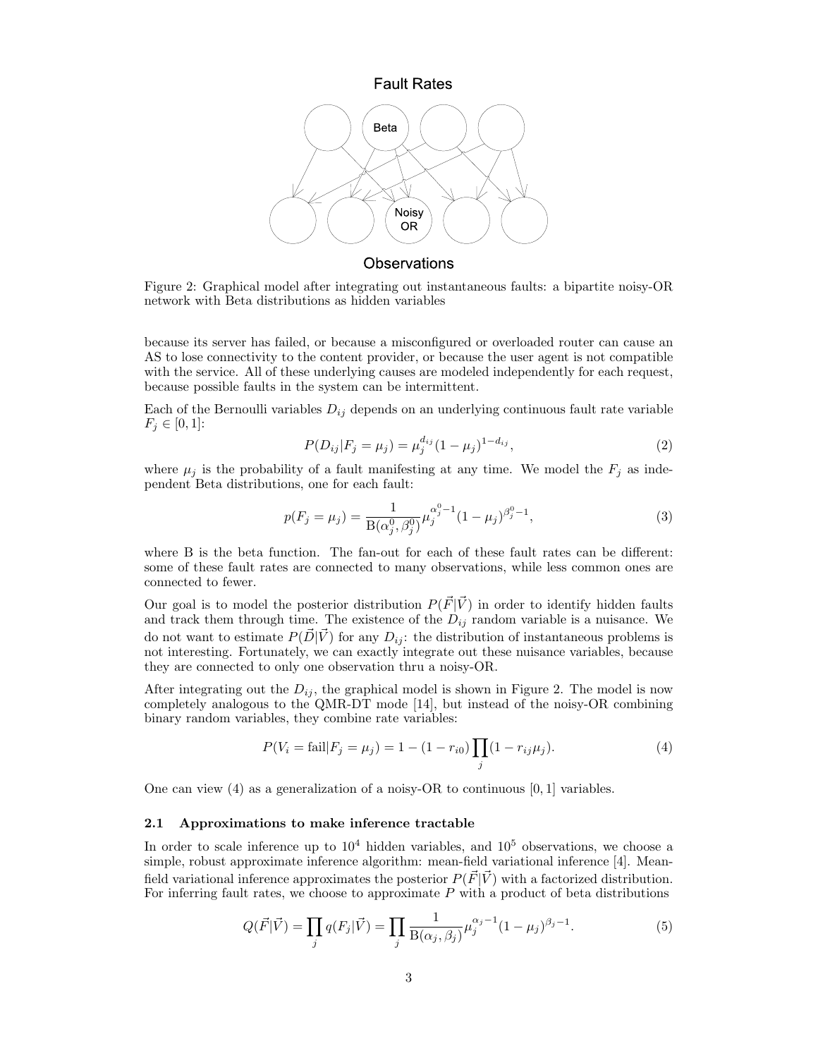Figure 2: Graphical model after integrating out instantaneous faults: a bipartite noisy-OR network with Beta distributions as hidden variables

because its server has failed, or because a misconfigured or overloaded router can cause an AS to lose connectivity to the content provider, or because the user agent is not compatible with the service. All of these underlying causes are modeled independently for each request, because possible faults in the system can be intermittent.

Each of the Bernoulli variables $D_{ij}$ depends on an underlying continuous fault rate variable $F_j \in [0, 1]$:

$$P(D_{ij}|F_j = \mu_j) = \mu_j^{d_{ij}}(1 - \mu_j)^{1-d_{ij}}, \tag{2}$$

where $\mu_j$ is the probability of a fault manifesting at any time. We model the $F_j$ as independent Beta distributions, one for each fault:

$$p(F_j = \mu_j) = \frac{1}{\mathrm{B}(\alpha_j^0, \beta_j^0)} \mu_j^{\alpha_j^0 - 1}(1 - \mu_j)^{\beta_j^0 - 1}, \tag{3}$$

where B is the beta function. The fan-out for each of these fault rates can be different: some of these fault rates are connected to many observations, while less common ones are connected to fewer.

Our goal is to model the posterior distribution $P(\vec{F}|\vec{V})$ in order to identify hidden faults and track them through time. The existence of the $D_{ij}$ random variable is a nuisance. We do not want to estimate $P(\vec{D}|\vec{V})$ for any $D_{ij}$: the distribution of instantaneous problems is not interesting. Fortunately, we can exactly integrate out these nuisance variables, because they are connected to only one observation thru a noisy-OR.

After integrating out the $D_{ij}$, the graphical model is shown in Figure 2. The model is now completely analogous to the QMR-DT mode [14], but instead of the noisy-OR combining binary random variables, they combine rate variables:

$$P(V_i = \text{fail}|F_j = \mu_j) = 1 - (1 - r_{i0}) \prod_j (1 - r_{ij}\mu_j). \tag{4}$$

One can view (4) as a generalization of a noisy-OR to continuous $[0, 1]$ variables.

### 2.1 Approximations to make inference tractable

In order to scale inference up to $10^4$ hidden variables, and $10^5$ observations, we choose a simple, robust approximate inference algorithm: mean-field variational inference [4]. Mean-field variational inference approximates the posterior $P(\vec{F}|\vec{V})$ with a factorized distribution. For inferring fault rates, we choose to approximate $P$ with a product of beta distributions

$$Q(\vec{F}|\vec{V}) = \prod_j q(F_j|\vec{V}) = \prod_j \frac{1}{\mathrm{B}(\alpha_j, \beta_j)} \mu_j^{\alpha_j - 1}(1 - \mu_j)^{\beta_j - 1}. \tag{5}$$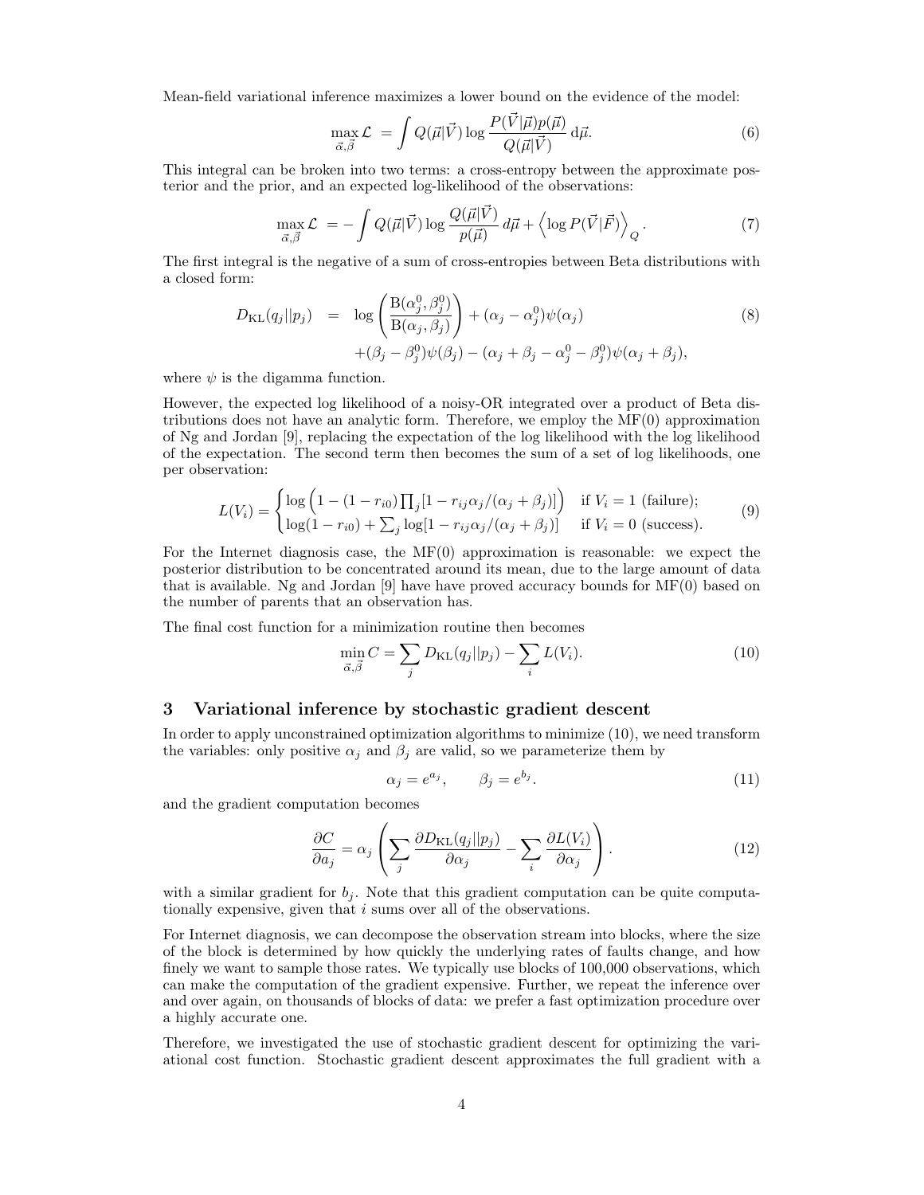Mean-field variational inference maximizes a lower bound on the evidence of the model:

$$\max_{\vec{\alpha},\vec{\beta}} \mathcal{L} \;=\; \int Q(\vec{\mu}|\vec{V}) \log \frac{P(\vec{V}|\vec{\mu})p(\vec{\mu})}{Q(\vec{\mu}|\vec{V})} \, \mathrm{d}\vec{\mu}. \tag{6}$$

This integral can be broken into two terms: a cross-entropy between the approximate posterior and the prior, and an expected log-likelihood of the observations:

$$\max_{\vec{\alpha},\vec{\beta}} \mathcal{L} \;=\; -\int Q(\vec{\mu}|\vec{V}) \log \frac{Q(\vec{\mu}|\vec{V})}{p(\vec{\mu})} \, d\vec{\mu} + \left\langle \log P(\vec{V}|\vec{F}) \right\rangle_Q. \tag{7}$$

The first integral is the negative of a sum of cross-entropies between Beta distributions with a closed form:

$$\begin{aligned} D_{\mathrm{KL}}(q_j||p_j) \;=\;& \log\left(\frac{\mathrm{B}(\alpha_j^0,\beta_j^0)}{\mathrm{B}(\alpha_j,\beta_j)}\right) + (\alpha_j - \alpha_j^0)\psi(\alpha_j) \\ & + (\beta_j - \beta_j^0)\psi(\beta_j) - (\alpha_j + \beta_j - \alpha_j^0 - \beta_j^0)\psi(\alpha_j + \beta_j), \end{aligned} \tag{8}$$

where $\psi$ is the digamma function.

However, the expected log likelihood of a noisy-OR integrated over a product of Beta distributions does not have an analytic form. Therefore, we employ the MF(0) approximation of Ng and Jordan [9], replacing the expectation of the log likelihood with the log likelihood of the expectation. The second term then becomes the sum of a set of log likelihoods, one per observation:

$$L(V_i) = \begin{cases} \log\left(1 - (1 - r_{i0})\prod_j [1 - r_{ij}\alpha_j/(\alpha_j + \beta_j)]\right) & \text{if } V_i = 1 \text{ (failure)}; \\ \log(1 - r_{i0}) + \sum_j \log[1 - r_{ij}\alpha_j/(\alpha_j + \beta_j)] & \text{if } V_i = 0 \text{ (success)}. \end{cases} \tag{9}$$

For the Internet diagnosis case, the MF(0) approximation is reasonable: we expect the posterior distribution to be concentrated around its mean, due to the large amount of data that is available. Ng and Jordan [9] have have proved accuracy bounds for MF(0) based on the number of parents that an observation has.

The final cost function for a minimization routine then becomes

$$\min_{\vec{\alpha},\vec{\beta}} C = \sum_j D_{\mathrm{KL}}(q_j||p_j) - \sum_i L(V_i). \tag{10}$$

## 3 Variational inference by stochastic gradient descent

In order to apply unconstrained optimization algorithms to minimize (10), we need transform the variables: only positive $\alpha_j$ and $\beta_j$ are valid, so we parameterize them by

$$\alpha_j = e^{a_j}, \qquad \beta_j = e^{b_j}. \tag{11}$$

and the gradient computation becomes

$$\frac{\partial C}{\partial a_j} = \alpha_j \left( \sum_j \frac{\partial D_{\mathrm{KL}}(q_j||p_j)}{\partial \alpha_j} - \sum_i \frac{\partial L(V_i)}{\partial \alpha_j} \right). \tag{12}$$

with a similar gradient for $b_j$. Note that this gradient computation can be quite computationally expensive, given that $i$ sums over all of the observations.

For Internet diagnosis, we can decompose the observation stream into blocks, where the size of the block is determined by how quickly the underlying rates of faults change, and how finely we want to sample those rates. We typically use blocks of 100,000 observations, which can make the computation of the gradient expensive. Further, we repeat the inference over and over again, on thousands of blocks of data: we prefer a fast optimization procedure over a highly accurate one.

Therefore, we investigated the use of stochastic gradient descent for optimizing the variational cost function. Stochastic gradient descent approximates the full gradient with a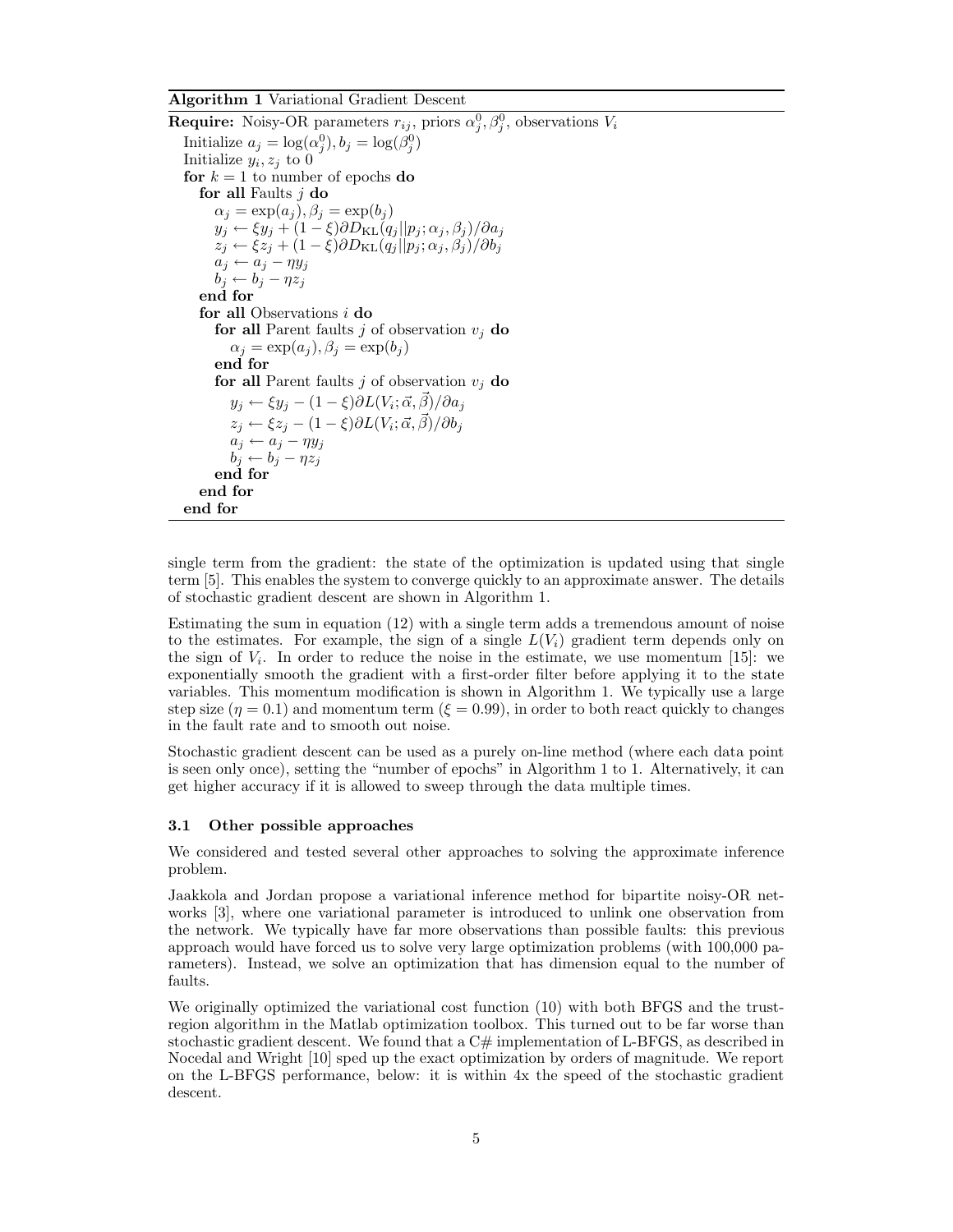**Algorithm 1** Variational Gradient Descent

```
Require: Noisy-OR parameters r_ij, priors α_j^0, β_j^0, observations V_i
  Initialize a_j = log(α_j^0), b_j = log(β_j^0)
  Initialize y_i, z_j to 0
  for k = 1 to number of epochs do
    for all Faults j do
      α_j = exp(a_j), β_j = exp(b_j)
      y_j ← ξ y_j + (1 − ξ) ∂D_KL(q_j||p_j; α_j, β_j)/∂a_j
      z_j ← ξ z_j + (1 − ξ) ∂D_KL(q_j||p_j; α_j, β_j)/∂b_j
      a_j ← a_j − η y_j
      b_j ← b_j − η z_j
    end for
    for all Observations i do
      for all Parent faults j of observation v_j do
        α_j = exp(a_j), β_j = exp(b_j)
      end for
      for all Parent faults j of observation v_j do
        y_j ← ξ y_j − (1 − ξ) ∂L(V_i; α⃗, β⃗)/∂a_j
        z_j ← ξ z_j − (1 − ξ) ∂L(V_i; α⃗, β⃗)/∂b_j
        a_j ← a_j − η y_j
        b_j ← b_j − η z_j
      end for
    end for
  end for
```

single term from the gradient: the state of the optimization is updated using that single term [5]. This enables the system to converge quickly to an approximate answer. The details of stochastic gradient descent are shown in Algorithm 1.

Estimating the sum in equation (12) with a single term adds a tremendous amount of noise to the estimates. For example, the sign of a single $L(V_i)$ gradient term depends only on the sign of $V_i$. In order to reduce the noise in the estimate, we use momentum [15]: we exponentially smooth the gradient with a first-order filter before applying it to the state variables. This momentum modification is shown in Algorithm 1. We typically use a large step size ($\eta = 0.1$) and momentum term ($\xi = 0.99$), in order to both react quickly to changes in the fault rate and to smooth out noise.

Stochastic gradient descent can be used as a purely on-line method (where each data point is seen only once), setting the "number of epochs" in Algorithm 1 to 1. Alternatively, it can get higher accuracy if it is allowed to sweep through the data multiple times.

### 3.1 Other possible approaches

We considered and tested several other approaches to solving the approximate inference problem.

Jaakkola and Jordan propose a variational inference method for bipartite noisy-OR networks [3], where one variational parameter is introduced to unlink one observation from the network. We typically have far more observations than possible faults: this previous approach would have forced us to solve very large optimization problems (with 100,000 parameters). Instead, we solve an optimization that has dimension equal to the number of faults.

We originally optimized the variational cost function (10) with both BFGS and the trust-region algorithm in the Matlab optimization toolbox. This turned out to be far worse than stochastic gradient descent. We found that a C# implementation of L-BFGS, as described in Nocedal and Wright [10] sped up the exact optimization by orders of magnitude. We report on the L-BFGS performance, below: it is within 4x the speed of the stochastic gradient descent.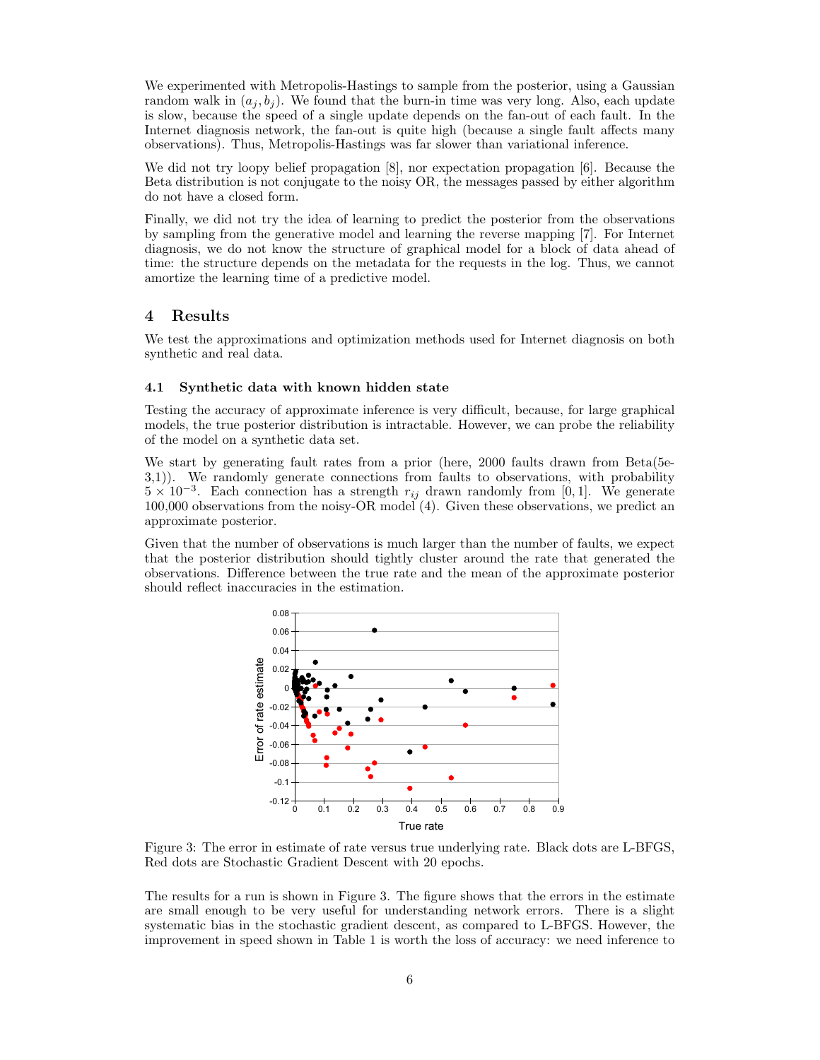We experimented with Metropolis-Hastings to sample from the posterior, using a Gaussian random walk in $(a_j, b_j)$. We found that the burn-in time was very long. Also, each update is slow, because the speed of a single update depends on the fan-out of each fault. In the Internet diagnosis network, the fan-out is quite high (because a single fault affects many observations). Thus, Metropolis-Hastings was far slower than variational inference.

We did not try loopy belief propagation [8], nor expectation propagation [6]. Because the Beta distribution is not conjugate to the noisy OR, the messages passed by either algorithm do not have a closed form.

Finally, we did not try the idea of learning to predict the posterior from the observations by sampling from the generative model and learning the reverse mapping [7]. For Internet diagnosis, we do not know the structure of graphical model for a block of data ahead of time: the structure depends on the metadata for the requests in the log. Thus, we cannot amortize the learning time of a predictive model.

## 4 Results

We test the approximations and optimization methods used for Internet diagnosis on both synthetic and real data.

### 4.1 Synthetic data with known hidden state

Testing the accuracy of approximate inference is very difficult, because, for large graphical models, the true posterior distribution is intractable. However, we can probe the reliability of the model on a synthetic data set.

We start by generating fault rates from a prior (here, 2000 faults drawn from Beta(5e-3,1)). We randomly generate connections from faults to observations, with probability $5 \times 10^{-3}$. Each connection has a strength $r_{ij}$ drawn randomly from $[0, 1]$. We generate 100,000 observations from the noisy-OR model (4). Given these observations, we predict an approximate posterior.

Given that the number of observations is much larger than the number of faults, we expect that the posterior distribution should tightly cluster around the rate that generated the observations. Difference between the true rate and the mean of the approximate posterior should reflect inaccuracies in the estimation.

Figure 3: The error in estimate of rate versus true underlying rate. Black dots are L-BFGS, Red dots are Stochastic Gradient Descent with 20 epochs.

The results for a run is shown in Figure 3. The figure shows that the errors in the estimate are small enough to be very useful for understanding network errors. There is a slight systematic bias in the stochastic gradient descent, as compared to L-BFGS. However, the improvement in speed shown in Table 1 is worth the loss of accuracy: we need inference to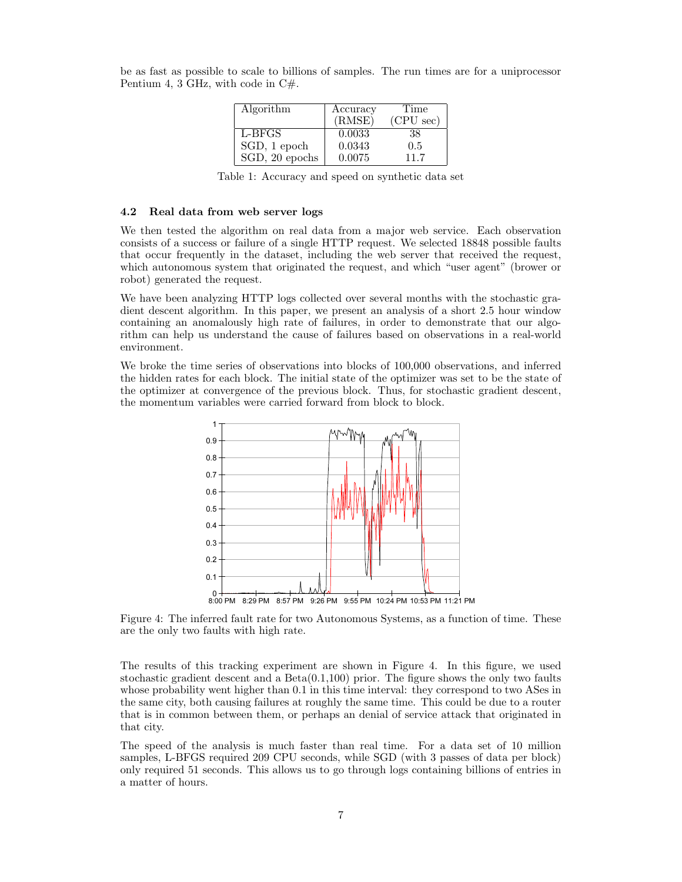be as fast as possible to scale to billions of samples. The run times are for a uniprocessor Pentium 4, 3 GHz, with code in C#.

| Algorithm | Accuracy (RMSE) | Time (CPU sec) |
|---|---|---|
| L-BFGS | 0.0033 | 38 |
| SGD, 1 epoch | 0.0343 | 0.5 |
| SGD, 20 epochs | 0.0075 | 11.7 |

Table 1: Accuracy and speed on synthetic data set

### 4.2 Real data from web server logs

We then tested the algorithm on real data from a major web service. Each observation consists of a success or failure of a single HTTP request. We selected 18848 possible faults that occur frequently in the dataset, including the web server that received the request, which autonomous system that originated the request, and which "user agent" (brower or robot) generated the request.

We have been analyzing HTTP logs collected over several months with the stochastic gradient descent algorithm. In this paper, we present an analysis of a short 2.5 hour window containing an anomalously high rate of failures, in order to demonstrate that our algorithm can help us understand the cause of failures based on observations in a real-world environment.

We broke the time series of observations into blocks of 100,000 observations, and inferred the hidden rates for each block. The initial state of the optimizer was set to be the state of the optimizer at convergence of the previous block. Thus, for stochastic gradient descent, the momentum variables were carried forward from block to block.

Figure 4: The inferred fault rate for two Autonomous Systems, as a function of time. These are the only two faults with high rate.

The results of this tracking experiment are shown in Figure 4. In this figure, we used stochastic gradient descent and a Beta(0.1,100) prior. The figure shows the only two faults whose probability went higher than 0.1 in this time interval: they correspond to two ASes in the same city, both causing failures at roughly the same time. This could be due to a router that is in common between them, or perhaps an denial of service attack that originated in that city.

The speed of the analysis is much faster than real time. For a data set of 10 million samples, L-BFGS required 209 CPU seconds, while SGD (with 3 passes of data per block) only required 51 seconds. This allows us to go through logs containing billions of entries in a matter of hours.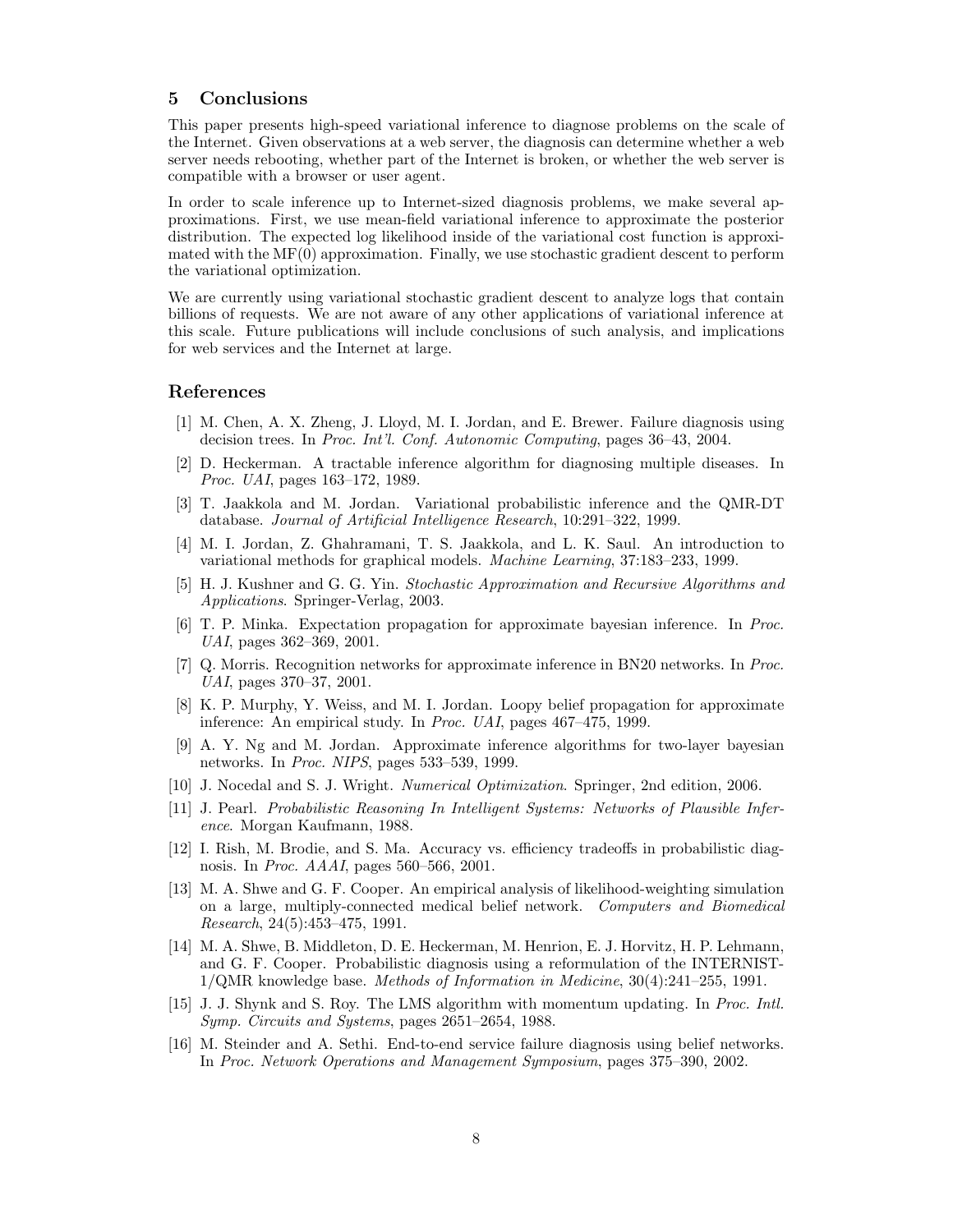## 5 Conclusions

This paper presents high-speed variational inference to diagnose problems on the scale of the Internet. Given observations at a web server, the diagnosis can determine whether a web server needs rebooting, whether part of the Internet is broken, or whether the web server is compatible with a browser or user agent.

In order to scale inference up to Internet-sized diagnosis problems, we make several approximations. First, we use mean-field variational inference to approximate the posterior distribution. The expected log likelihood inside of the variational cost function is approximated with the MF(0) approximation. Finally, we use stochastic gradient descent to perform the variational optimization.

We are currently using variational stochastic gradient descent to analyze logs that contain billions of requests. We are not aware of any other applications of variational inference at this scale. Future publications will include conclusions of such analysis, and implications for web services and the Internet at large.

## References

[1] M. Chen, A. X. Zheng, J. Lloyd, M. I. Jordan, and E. Brewer. Failure diagnosis using decision trees. In *Proc. Int'l. Conf. Autonomic Computing*, pages 36–43, 2004.

[2] D. Heckerman. A tractable inference algorithm for diagnosing multiple diseases. In *Proc. UAI*, pages 163–172, 1989.

[3] T. Jaakkola and M. Jordan. Variational probabilistic inference and the QMR-DT database. *Journal of Artificial Intelligence Research*, 10:291–322, 1999.

[4] M. I. Jordan, Z. Ghahramani, T. S. Jaakkola, and L. K. Saul. An introduction to variational methods for graphical models. *Machine Learning*, 37:183–233, 1999.

[5] H. J. Kushner and G. G. Yin. *Stochastic Approximation and Recursive Algorithms and Applications*. Springer-Verlag, 2003.

[6] T. P. Minka. Expectation propagation for approximate bayesian inference. In *Proc. UAI*, pages 362–369, 2001.

[7] Q. Morris. Recognition networks for approximate inference in BN20 networks. In *Proc. UAI*, pages 370–37, 2001.

[8] K. P. Murphy, Y. Weiss, and M. I. Jordan. Loopy belief propagation for approximate inference: An empirical study. In *Proc. UAI*, pages 467–475, 1999.

[9] A. Y. Ng and M. Jordan. Approximate inference algorithms for two-layer bayesian networks. In *Proc. NIPS*, pages 533–539, 1999.

[10] J. Nocedal and S. J. Wright. *Numerical Optimization*. Springer, 2nd edition, 2006.

[11] J. Pearl. *Probabilistic Reasoning In Intelligent Systems: Networks of Plausible Inference*. Morgan Kaufmann, 1988.

[12] I. Rish, M. Brodie, and S. Ma. Accuracy vs. efficiency tradeoffs in probabilistic diagnosis. In *Proc. AAAI*, pages 560–566, 2001.

[13] M. A. Shwe and G. F. Cooper. An empirical analysis of likelihood-weighting simulation on a large, multiply-connected medical belief network. *Computers and Biomedical Research*, 24(5):453–475, 1991.

[14] M. A. Shwe, B. Middleton, D. E. Heckerman, M. Henrion, E. J. Horvitz, H. P. Lehmann, and G. F. Cooper. Probabilistic diagnosis using a reformulation of the INTERNIST-1/QMR knowledge base. *Methods of Information in Medicine*, 30(4):241–255, 1991.

[15] J. J. Shynk and S. Roy. The LMS algorithm with momentum updating. In *Proc. Intl. Symp. Circuits and Systems*, pages 2651–2654, 1988.

[16] M. Steinder and A. Sethi. End-to-end service failure diagnosis using belief networks. In *Proc. Network Operations and Management Symposium*, pages 375–390, 2002.